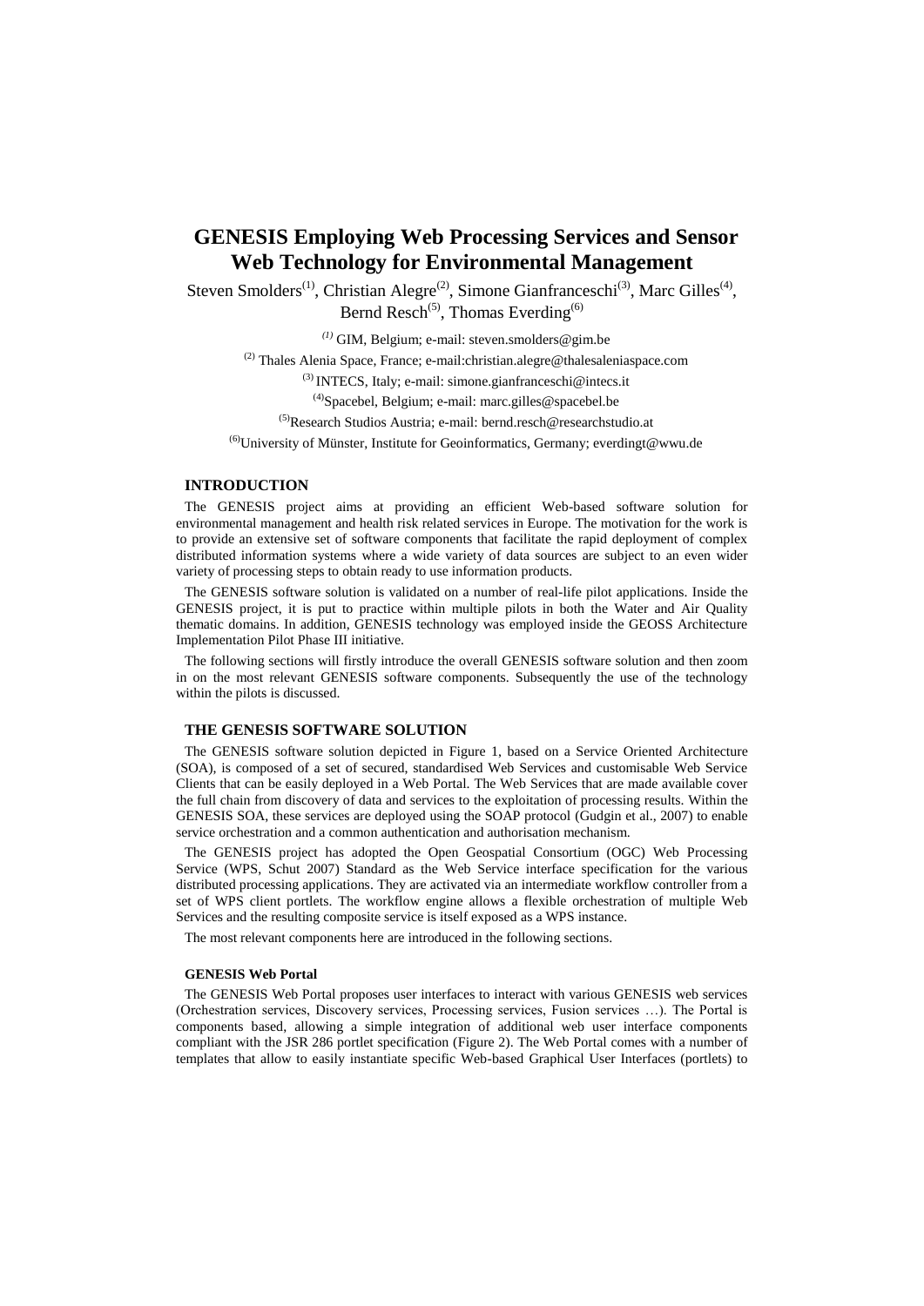# GENESIS Employing Web Processing Services and Sensor Web Technology for Environmental Management

Steven Smolders[(1)], Christian Alegre[(2)], Simone Gianfranceschi[(3)], Marc Gilles[(4)], Bernd Resch[(5)], Thomas Everding[(6)]

[(1)] GIM, Belgium; e-mail: steven.smolders@gim.be

[(2)] Thales Alenia Space, France; e-mail:christian.alegre@thalesaleniaspace.com

[(3)] INTECS, Italy; e-mail: simone.gianfranceschi@intecs.it

[(4)] Spacebel, Belgium; e-mail: marc.gilles@spacebel.be

[(5)] Research Studios Austria; e-mail: bernd.resch@researchstudio.at

[(6)] University of Münster, Institute for Geoinformatics, Germany; everdingt@wwu.de

## INTRODUCTION

The GENESIS project aims at providing an efficient Web-based software solution for environmental management and health risk related services in Europe. The motivation for the work is to provide an extensive set of software components that facilitate the rapid deployment of complex distributed information systems where a wide variety of data sources are subject to an even wider variety of processing steps to obtain ready to use information products.

The GENESIS software solution is validated on a number of real-life pilot applications. Inside the GENESIS project, it is put to practice within multiple pilots in both the Water and Air Quality thematic domains. In addition, GENESIS technology was employed inside the GEOSS Architecture Implementation Pilot Phase III initiative.

The following sections will firstly introduce the overall GENESIS software solution and then zoom in on the most relevant GENESIS software components. Subsequently the use of the technology within the pilots is discussed.

## THE GENESIS SOFTWARE SOLUTION

The GENESIS software solution depicted in Figure 1, based on a Service Oriented Architecture (SOA), is composed of a set of secured, standardised Web Services and customisable Web Service Clients that can be easily deployed in a Web Portal. The Web Services that are made available cover the full chain from discovery of data and services to the exploitation of processing results. Within the GENESIS SOA, these services are deployed using the SOAP protocol (Gudgin et al., 2007) to enable service orchestration and a common authentication and authorisation mechanism.

The GENESIS project has adopted the Open Geospatial Consortium (OGC) Web Processing Service (WPS, Schut 2007) Standard as the Web Service interface specification for the various distributed processing applications. They are activated via an intermediate workflow controller from a set of WPS client portlets. The workflow engine allows a flexible orchestration of multiple Web Services and the resulting composite service is itself exposed as a WPS instance.

The most relevant components here are introduced in the following sections.

### GENESIS Web Portal

The GENESIS Web Portal proposes user interfaces to interact with various GENESIS web services (Orchestration services, Discovery services, Processing services, Fusion services …). The Portal is components based, allowing a simple integration of additional web user interface components compliant with the JSR 286 portlet specification (Figure 2). The Web Portal comes with a number of templates that allow to easily instantiate specific Web-based Graphical User Interfaces (portlets) to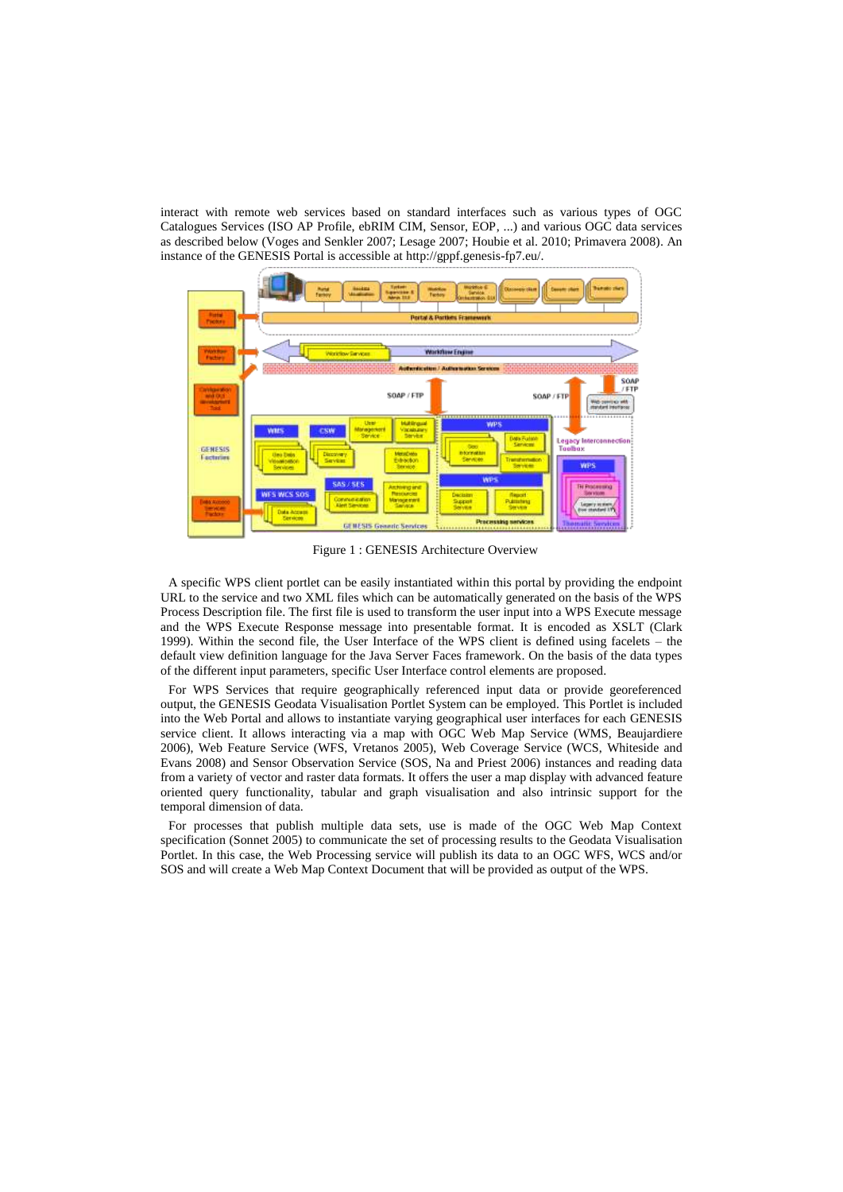interact with remote web services based on standard interfaces such as various types of OGC Catalogues Services (ISO AP Profile, ebRIM CIM, Sensor, EOP, ...) and various OGC data services as described below (Voges and Senkler 2007; Lesage 2007; Houbie et al. 2010; Primavera 2008). An instance of the GENESIS Portal is accessible at http://gppf.genesis-fp7.eu/.

Figure 1 : GENESIS Architecture Overview

A specific WPS client portlet can be easily instantiated within this portal by providing the endpoint URL to the service and two XML files which can be automatically generated on the basis of the WPS Process Description file. The first file is used to transform the user input into a WPS Execute message and the WPS Execute Response message into presentable format. It is encoded as XSLT (Clark 1999). Within the second file, the User Interface of the WPS client is defined using facelets – the default view definition language for the Java Server Faces framework. On the basis of the data types of the different input parameters, specific User Interface control elements are proposed.

For WPS Services that require geographically referenced input data or provide georeferenced output, the GENESIS Geodata Visualisation Portlet System can be employed. This Portlet is included into the Web Portal and allows to instantiate varying geographical user interfaces for each GENESIS service client. It allows interacting via a map with OGC Web Map Service (WMS, Beaujardiere 2006), Web Feature Service (WFS, Vretanos 2005), Web Coverage Service (WCS, Whiteside and Evans 2008) and Sensor Observation Service (SOS, Na and Priest 2006) instances and reading data from a variety of vector and raster data formats. It offers the user a map display with advanced feature oriented query functionality, tabular and graph visualisation and also intrinsic support for the temporal dimension of data.

For processes that publish multiple data sets, use is made of the OGC Web Map Context specification (Sonnet 2005) to communicate the set of processing results to the Geodata Visualisation Portlet. In this case, the Web Processing service will publish its data to an OGC WFS, WCS and/or SOS and will create a Web Map Context Document that will be provided as output of the WPS.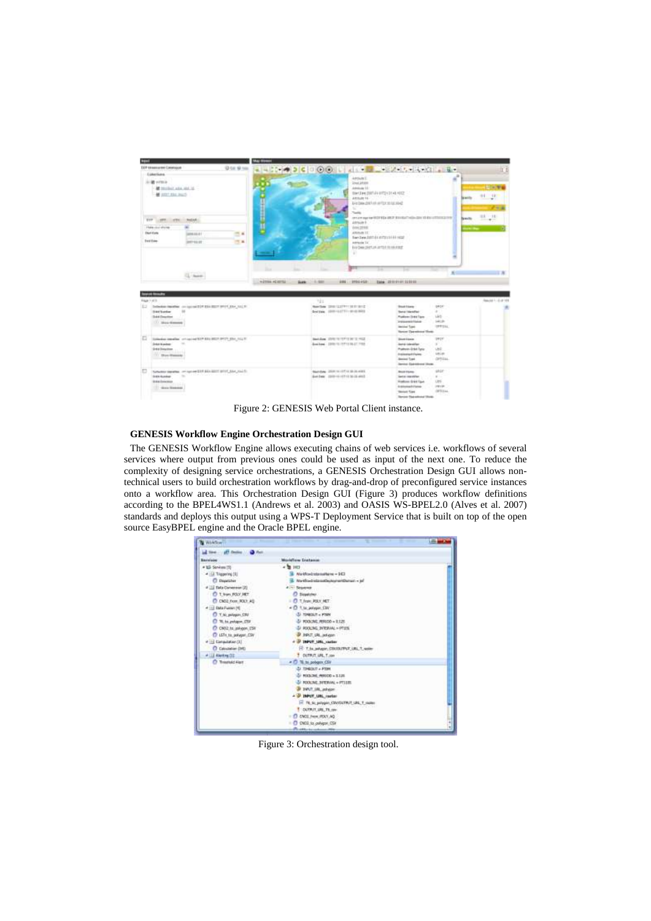Figure 2: GENESIS Web Portal Client instance.

### GENESIS Workflow Engine Orchestration Design GUI

The GENESIS Workflow Engine allows executing chains of web services i.e. workflows of several services where output from previous ones could be used as input of the next one. To reduce the complexity of designing service orchestrations, a GENESIS Orchestration Design GUI allows non-technical users to build orchestration workflows by drag-and-drop of preconfigured service instances onto a workflow area. This Orchestration Design GUI (Figure 3) produces workflow definitions according to the BPEL4WS1.1 (Andrews et al. 2003) and OASIS WS-BPEL2.0 (Alves et al. 2007) standards and deploys this output using a WPS-T Deployment Service that is built on top of the open source EasyBPEL engine and the Oracle BPEL engine.

Figure 3: Orchestration design tool.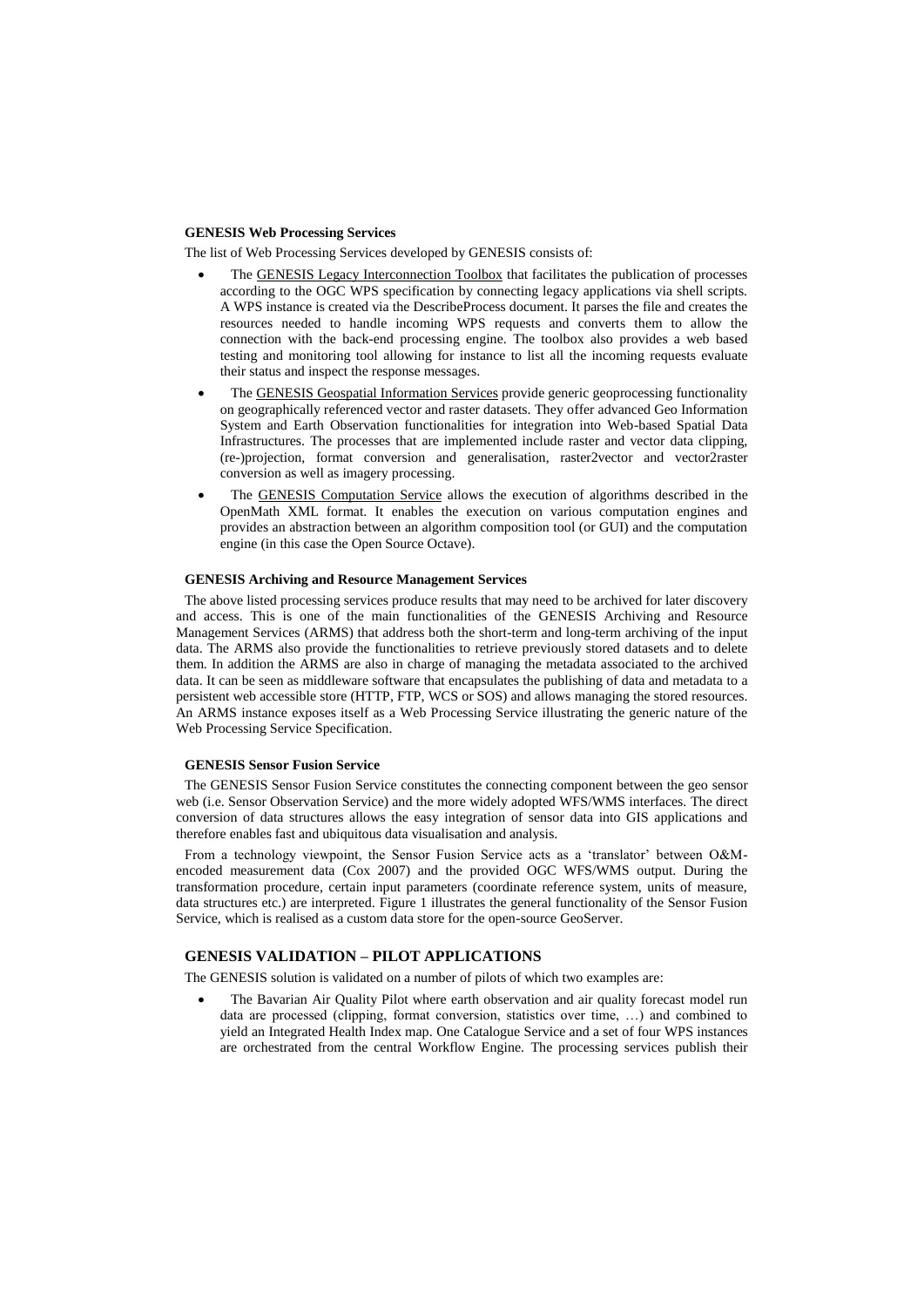#### GENESIS Web Processing Services

The list of Web Processing Services developed by GENESIS consists of:

- The GENESIS Legacy Interconnection Toolbox that facilitates the publication of processes according to the OGC WPS specification by connecting legacy applications via shell scripts. A WPS instance is created via the DescribeProcess document. It parses the file and creates the resources needed to handle incoming WPS requests and converts them to allow the connection with the back-end processing engine. The toolbox also provides a web based testing and monitoring tool allowing for instance to list all the incoming requests evaluate their status and inspect the response messages.
- The GENESIS Geospatial Information Services provide generic geoprocessing functionality on geographically referenced vector and raster datasets. They offer advanced Geo Information System and Earth Observation functionalities for integration into Web-based Spatial Data Infrastructures. The processes that are implemented include raster and vector data clipping, (re-)projection, format conversion and generalisation, raster2vector and vector2raster conversion as well as imagery processing.
- The GENESIS Computation Service allows the execution of algorithms described in the OpenMath XML format. It enables the execution on various computation engines and provides an abstraction between an algorithm composition tool (or GUI) and the computation engine (in this case the Open Source Octave).

#### GENESIS Archiving and Resource Management Services

The above listed processing services produce results that may need to be archived for later discovery and access. This is one of the main functionalities of the GENESIS Archiving and Resource Management Services (ARMS) that address both the short-term and long-term archiving of the input data. The ARMS also provide the functionalities to retrieve previously stored datasets and to delete them. In addition the ARMS are also in charge of managing the metadata associated to the archived data. It can be seen as middleware software that encapsulates the publishing of data and metadata to a persistent web accessible store (HTTP, FTP, WCS or SOS) and allows managing the stored resources. An ARMS instance exposes itself as a Web Processing Service illustrating the generic nature of the Web Processing Service Specification.

#### GENESIS Sensor Fusion Service

The GENESIS Sensor Fusion Service constitutes the connecting component between the geo sensor web (i.e. Sensor Observation Service) and the more widely adopted WFS/WMS interfaces. The direct conversion of data structures allows the easy integration of sensor data into GIS applications and therefore enables fast and ubiquitous data visualisation and analysis.

From a technology viewpoint, the Sensor Fusion Service acts as a 'translator' between O&M-encoded measurement data (Cox 2007) and the provided OGC WFS/WMS output. During the transformation procedure, certain input parameters (coordinate reference system, units of measure, data structures etc.) are interpreted. Figure 1 illustrates the general functionality of the Sensor Fusion Service, which is realised as a custom data store for the open-source GeoServer.

### GENESIS VALIDATION – PILOT APPLICATIONS

The GENESIS solution is validated on a number of pilots of which two examples are:

- The Bavarian Air Quality Pilot where earth observation and air quality forecast model run data are processed (clipping, format conversion, statistics over time, …) and combined to yield an Integrated Health Index map. One Catalogue Service and a set of four WPS instances are orchestrated from the central Workflow Engine. The processing services publish their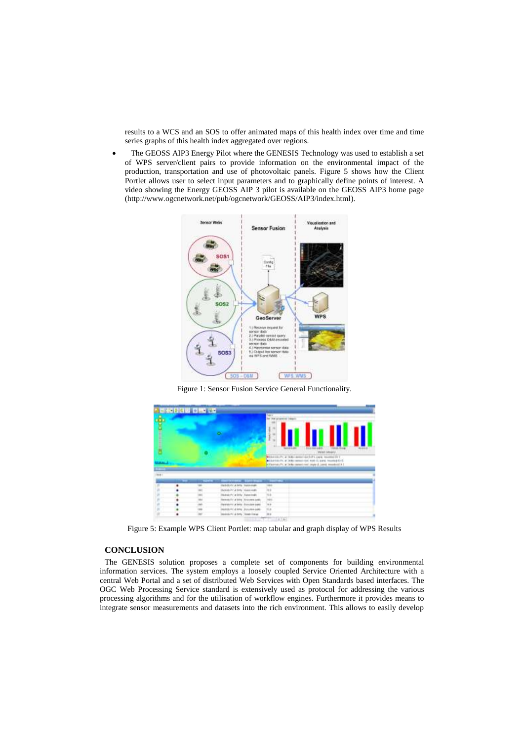results to a WCS and an SOS to offer animated maps of this health index over time and time series graphs of this health index aggregated over regions.

- The GEOSS AIP3 Energy Pilot where the GENESIS Technology was used to establish a set of WPS server/client pairs to provide information on the environmental impact of the production, transportation and use of photovoltaic panels. Figure 5 shows how the Client Portlet allows user to select input parameters and to graphically define points of interest. A video showing the Energy GEOSS AIP 3 pilot is available on the GEOSS AIP3 home page (http://www.ogcnetwork.net/pub/ogcnetwork/GEOSS/AIP3/index.html).

Figure 1: Sensor Fusion Service General Functionality.

Figure 5: Example WPS Client Portlet: map tabular and graph display of WPS Results

## CONCLUSION

The GENESIS solution proposes a complete set of components for building environmental information services. The system employs a loosely coupled Service Oriented Architecture with a central Web Portal and a set of distributed Web Services with Open Standards based interfaces. The OGC Web Processing Service standard is extensively used as protocol for addressing the various processing algorithms and for the utilisation of workflow engines. Furthermore it provides means to integrate sensor measurements and datasets into the rich environment. This allows to easily develop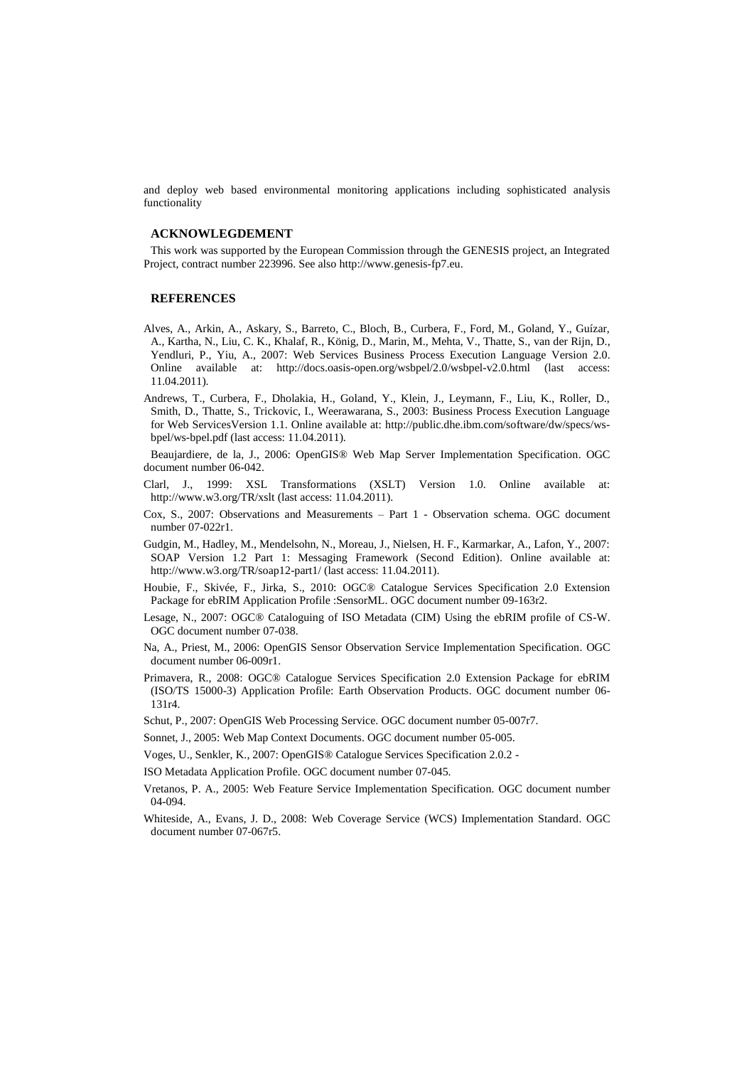and deploy web based environmental monitoring applications including sophisticated analysis functionality

## ACKNOWLEGDEMENT

This work was supported by the European Commission through the GENESIS project, an Integrated Project, contract number 223996. See also http://www.genesis-fp7.eu.

## REFERENCES

Alves, A., Arkin, A., Askary, S., Barreto, C., Bloch, B., Curbera, F., Ford, M., Goland, Y., Guízar, A., Kartha, N., Liu, C. K., Khalaf, R., König, D., Marin, M., Mehta, V., Thatte, S., van der Rijn, D., Yendluri, P., Yiu, A., 2007: Web Services Business Process Execution Language Version 2.0. Online available at: http://docs.oasis-open.org/wsbpel/2.0/wsbpel-v2.0.html (last access: 11.04.2011).

Andrews, T., Curbera, F., Dholakia, H., Goland, Y., Klein, J., Leymann, F., Liu, K., Roller, D., Smith, D., Thatte, S., Trickovic, I., Weerawarana, S., 2003: Business Process Execution Language for Web ServicesVersion 1.1. Online available at: http://public.dhe.ibm.com/software/dw/specs/ws-bpel/ws-bpel.pdf (last access: 11.04.2011).

Beaujardiere, de la, J., 2006: OpenGIS® Web Map Server Implementation Specification. OGC document number 06-042.

Clarl, J., 1999: XSL Transformations (XSLT) Version 1.0. Online available at: http://www.w3.org/TR/xslt (last access: 11.04.2011).

Cox, S., 2007: Observations and Measurements – Part 1 - Observation schema. OGC document number 07-022r1.

Gudgin, M., Hadley, M., Mendelsohn, N., Moreau, J., Nielsen, H. F., Karmarkar, A., Lafon, Y., 2007: SOAP Version 1.2 Part 1: Messaging Framework (Second Edition). Online available at: http://www.w3.org/TR/soap12-part1/ (last access: 11.04.2011).

Houbie, F., Skivée, F., Jirka, S., 2010: OGC® Catalogue Services Specification 2.0 Extension Package for ebRIM Application Profile :SensorML. OGC document number 09-163r2.

Lesage, N., 2007: OGC® Cataloguing of ISO Metadata (CIM) Using the ebRIM profile of CS-W. OGC document number 07-038.

Na, A., Priest, M., 2006: OpenGIS Sensor Observation Service Implementation Specification. OGC document number 06-009r1.

Primavera, R., 2008: OGC® Catalogue Services Specification 2.0 Extension Package for ebRIM (ISO/TS 15000-3) Application Profile: Earth Observation Products. OGC document number 06-131r4.

Schut, P., 2007: OpenGIS Web Processing Service. OGC document number 05-007r7.

Sonnet, J., 2005: Web Map Context Documents. OGC document number 05-005.

Voges, U., Senkler, K., 2007: OpenGIS® Catalogue Services Specification 2.0.2 -

ISO Metadata Application Profile. OGC document number 07-045.

Vretanos, P. A., 2005: Web Feature Service Implementation Specification. OGC document number 04-094.

Whiteside, A., Evans, J. D., 2008: Web Coverage Service (WCS) Implementation Standard. OGC document number 07-067r5.